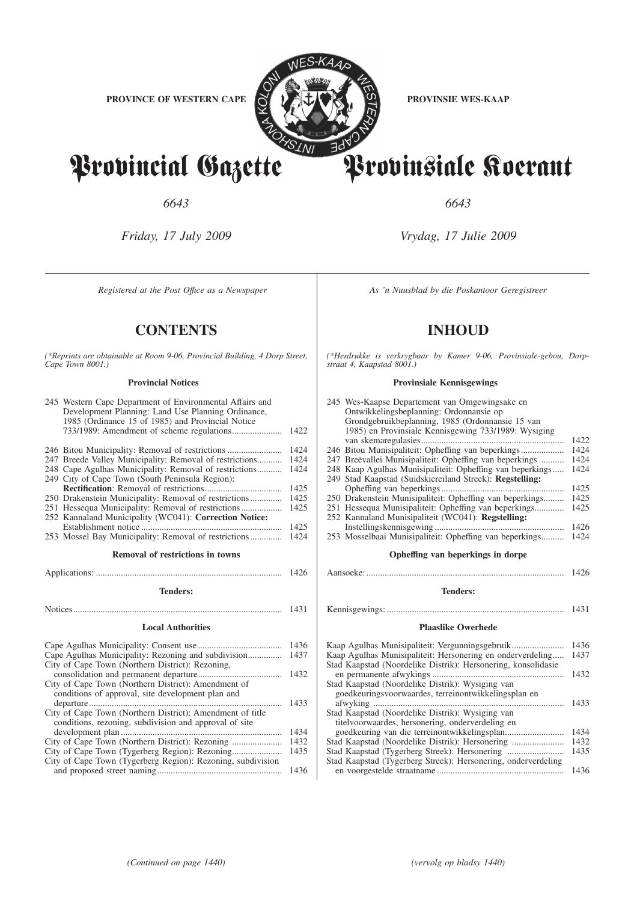**PROVINCE OF WESTERN CAPE**

**PROVINSIE WES-KAAP**

# Provincial Gazette

# Provinsiale Koerant

*6643*

*6643*

*Friday, 17 July 2009*

*Vrydag, 17 Julie 2009*

*Registered at the Post Office as a Newspaper*

## CONTENTS

*(\*Reprints are obtainable at Room 9-06, Provincial Building, 4 Dorp Street, Cape Town 8001.)*

### Provincial Notices

| | | |
|---|---|---|
| 245 | Western Cape Department of Environmental Affairs and Development Planning: Land Use Planning Ordinance, 1985 (Ordinance 15 of 1985) and Provincial Notice 733/1989: Amendment of scheme regulations | 1422 |
| 246 | Bitou Municipality: Removal of restrictions | 1424 |
| 247 | Breede Valley Municipality: Removal of restrictions | 1424 |
| 248 | Cape Agulhas Municipality: Removal of restrictions | 1424 |
| 249 | City of Cape Town (South Peninsula Region): **Rectification**: Removal of restrictions | 1425 |
| 250 | Drakenstein Municipality: Removal of restrictions | 1425 |
| 251 | Hessequa Municipality: Removal of restrictions | 1425 |
| 252 | Kannaland Municipality (WC041): **Correction Notice:** Establishment notice | 1425 |
| 253 | Mossel Bay Municipality: Removal of restrictions | 1424 |

### Removal of restrictions in towns

| | |
|---|---|
| Applications: | 1426 |

### Tenders:

| | |
|---|---|
| Notices | 1431 |

### Local Authorities

| | |
|---|---|
| Cape Agulhas Municipality: Consent use | 1436 |
| Cape Agulhas Municipality: Rezoning and subdivision | 1437 |
| City of Cape Town (Northern District): Rezoning, consolidation and permanent departure | 1432 |
| City of Cape Town (Northern District): Amendment of conditions of approval, site development plan and departure | 1433 |
| City of Cape Town (Northern District): Amendment of title conditions, rezoning, subdivision and approval of site development plan | 1434 |
| City of Cape Town (Northern District): Rezoning | 1432 |
| City of Cape Town (Tygerberg Region): Rezoning | 1435 |
| City of Cape Town (Tygerberg Region): Rezoning, subdivision and proposed street naming | 1436 |

*(Continued on page 1440)*

*As 'n Nuusblad by die Poskantoor Geregistreer*

## INHOUD

*(\*Herdrukke is verkrygbaar by Kamer 9-06, Provinsiale-gebou, Dorpstraat 4, Kaapstad 8001.)*

### Provinsiale Kennisgewings

| | | |
|---|---|---|
| 245 | Wes-Kaapse Departement van Omgewingsake en Ontwikkelingsbeplanning: Ordonnansie op Grondgebruikbeplanning, 1985 (Ordonnansie 15 van 1985) en Provinsiale Kennisgewing 733/1989: Wysiging van skemaregulasies | 1422 |
| 246 | Bitou Munisipaliteit: Opheffing van beperkings | 1424 |
| 247 | Breëvallei Munisipaliteit: Opheffing van beperkings | 1424 |
| 248 | Kaap Agulhas Munisipaliteit: Opheffing van beperkings | 1424 |
| 249 | Stad Kaapstad (Suidskiereiland Streek): **Regstelling:** Opheffing van beperkings | 1425 |
| 250 | Drakenstein Munisipaliteit: Opheffing van beperkings | 1425 |
| 251 | Hessequa Munisipaliteit: Opheffing van beperkings | 1425 |
| 252 | Kannaland Munisipaliteit (WC041): **Regstelling:** Instellingskennisgewing | 1426 |
| 253 | Mosselbaai Munisipaliteit: Opheffing van beperkings | 1424 |

### Opheffing van beperkings in dorpe

| | |
|---|---|
| Aansoeke: | 1426 |

### Tenders:

| | |
|---|---|
| Kennisgewings: | 1431 |

### Plaaslike Owerhede

| | |
|---|---|
| Kaap Agulhas Munisipaliteit: Vergunningsgebruik | 1436 |
| Kaap Agulhas Munisipaliteit: Hersonering en onderverdeling | 1437 |
| Stad Kaapstad (Noordelike Distrik): Hersonering, konsolidasie en permanente afwykings | 1432 |
| Stad Kaapstad (Noordelike Distrik): Wysiging van goedkeuringsvoorwaardes, terreinontwikkelingsplan en afwyking | 1433 |
| Stad Kaapstad (Noordelike Distrik): Wysiging van titelvoorwaardes, hersonering, onderverdeling en goedkeuring van die terreinontwikkelingsplan | 1434 |
| Stad Kaapstad (Noordelike Distrik): Hersonering | 1432 |
| Stad Kaapstad (Tygerberg Streek): Hersonering | 1435 |
| Stad Kaapstad (Tygerberg Streek): Hersonering, onderverdeling en voorgestelde straatname | 1436 |

*(vervolg op bladsy 1440)*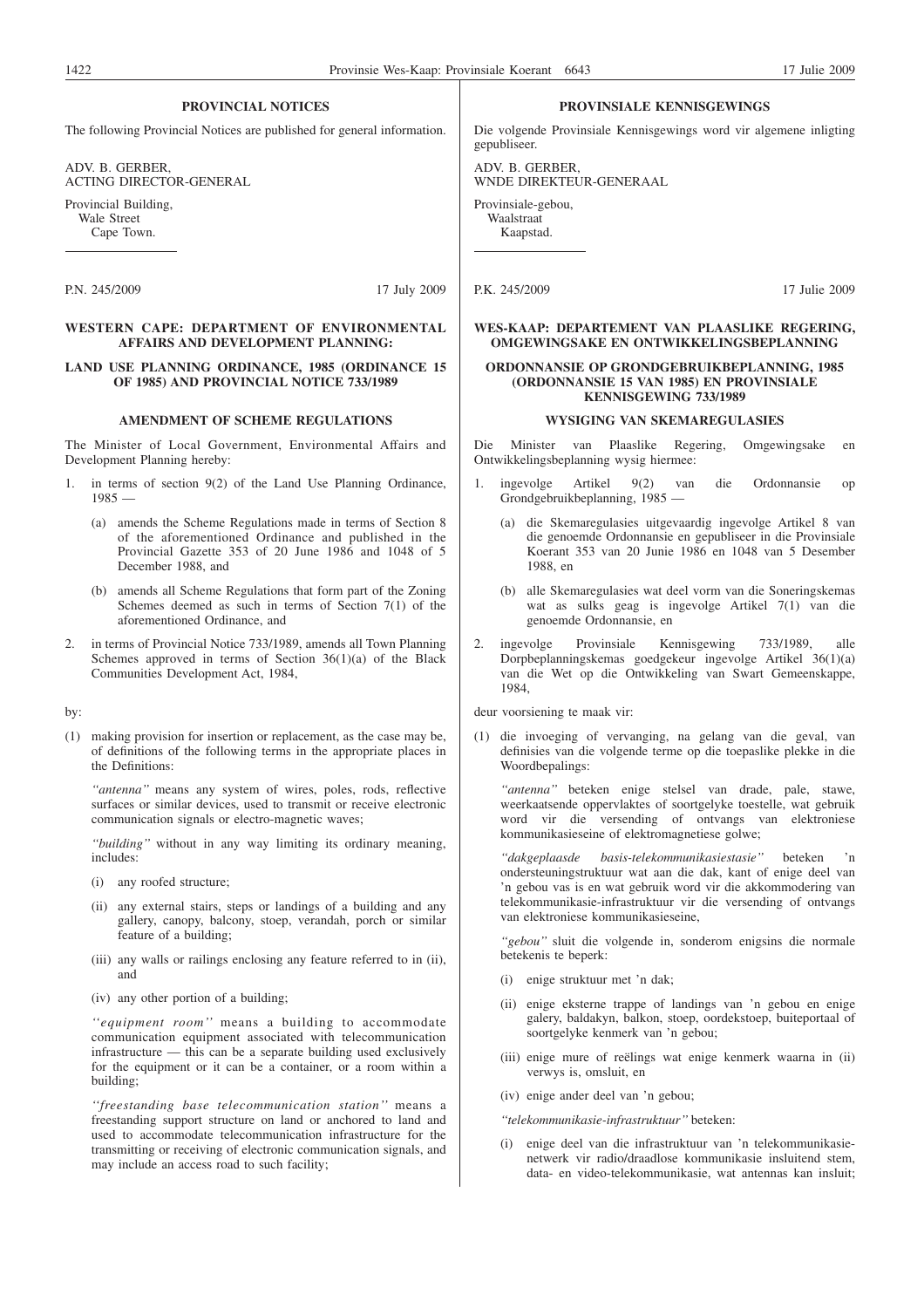## PROVINCIAL NOTICES

The following Provincial Notices are published for general information.

ADV. B. GERBER,
ACTING DIRECTOR-GENERAL

Provincial Building,
Wale Street
Cape Town.

P.N. 245/2009 17 July 2009

### WESTERN CAPE: DEPARTMENT OF ENVIRONMENTAL AFFAIRS AND DEVELOPMENT PLANNING:

### LAND USE PLANNING ORDINANCE, 1985 (ORDINANCE 15 OF 1985) AND PROVINCIAL NOTICE 733/1989

### AMENDMENT OF SCHEME REGULATIONS

The Minister of Local Government, Environmental Affairs and Development Planning hereby:

1. in terms of section 9(2) of the Land Use Planning Ordinance, 1985 —
   - (a) amends the Scheme Regulations made in terms of Section 8 of the aforementioned Ordinance and published in the Provincial Gazette 353 of 20 June 1986 and 1048 of 5 December 1988, and
   - (b) amends all Scheme Regulations that form part of the Zoning Schemes deemed as such in terms of Section 7(1) of the aforementioned Ordinance, and
2. in terms of Provincial Notice 733/1989, amends all Town Planning Schemes approved in terms of Section 36(1)(a) of the Black Communities Development Act, 1984,

by:

(1) making provision for insertion or replacement, as the case may be, of definitions of the following terms in the appropriate places in the Definitions:

*"antenna"* means any system of wires, poles, rods, reflective surfaces or similar devices, used to transmit or receive electronic communication signals or electro-magnetic waves;

*"building"* without in any way limiting its ordinary meaning, includes:

- (i) any roofed structure;
- (ii) any external stairs, steps or landings of a building and any gallery, canopy, balcony, stoep, verandah, porch or similar feature of a building;
- (iii) any walls or railings enclosing any feature referred to in (ii), and
- (iv) any other portion of a building;

*''equipment room''* means a building to accommodate communication equipment associated with telecommunication infrastructure — this can be a separate building used exclusively for the equipment or it can be a container, or a room within a building;

*''freestanding base telecommunication station''* means a freestanding support structure on land or anchored to land and used to accommodate telecommunication infrastructure for the transmitting or receiving of electronic communication signals, and may include an access road to such facility;

## PROVINSIALE KENNISGEWINGS

Die volgende Provinsiale Kennisgewings word vir algemene inligting gepubliseer.

ADV. B. GERBER,
WNDE DIREKTEUR-GENERAAL

Provinsiale-gebou,
Waalstraat
Kaapstad.

P.K. 245/2009 17 Julie 2009

### WES-KAAP: DEPARTEMENT VAN PLAASLIKE REGERING, OMGEWINGSAKE EN ONTWIKKELINGSBEPLANNING

### ORDONNANSIE OP GRONDGEBRUIKBEPLANNING, 1985 (ORDONNANSIE 15 VAN 1985) EN PROVINSIALE KENNISGEWING 733/1989

### WYSIGING VAN SKEMAREGULASIES

Die Minister van Plaaslike Regering, Omgewingsake en Ontwikkelingsbeplanning wysig hiermee:

1. ingevolge Artikel 9(2) van die Ordonnansie op Grondgebruikbeplanning, 1985 —
   - (a) die Skemaregulasies uitgevaardig ingevolge Artikel 8 van die genoemde Ordonnansie en gepubliseer in die Provinsiale Koerant 353 van 20 Junie 1986 en 1048 van 5 Desember 1988, en
   - (b) alle Skemaregulasies wat deel vorm van die Soneringskemas wat as sulks geag is ingevolge Artikel 7(1) van die genoemde Ordonnansie, en
2. ingevolge Provinsiale Kennisgewing 733/1989, alle Dorpbeplanningskemas goedgekeur ingevolge Artikel 36(1)(a) van die Wet op die Ontwikkeling van Swart Gemeenskappe, 1984,

deur voorsiening te maak vir:

(1) die invoeging of vervanging, na gelang van die geval, van definisies van die volgende terme op die toepaslike plekke in die Woordbepalings:

*"antenna"* beteken enige stelsel van drade, pale, stawe, weerkaatsende oppervlaktes of soortgelyke toestelle, wat gebruik word vir die versending of ontvangs van elektroniese kommunikasieseine of elektromagnetiese golwe;

*"dakgeplaasde basis-telekommunikasiestasie"* beteken 'n ondersteuningstruktuur wat aan die dak, kant of enige deel van 'n gebou vas is en wat gebruik word vir die akkommodering van telekommunikasie-infrastruktuur vir die versending of ontvangs van elektroniese kommunikasieseine,

*"gebou"* sluit die volgende in, sonderom enigsins die normale betekenis te beperk:

- (i) enige struktuur met 'n dak;
- (ii) enige eksterne trappe of landings van 'n gebou en enige galery, baldakyn, balkon, stoep, oordekstoep, buiteportaal of soortgelyke kenmerk van 'n gebou;
- (iii) enige mure of reëlings wat enige kenmerk waarna in (ii) verwys is, omsluit, en
- (iv) enige ander deel van 'n gebou;

*''telekommunikasie-infrastruktuur''* beteken:

- (i) enige deel van die infrastruktuur van 'n telekommunikasie-netwerk vir radio/draadlose kommunikasie insluitend stem, data- en video-telekommunikasie, wat antennas kan insluit;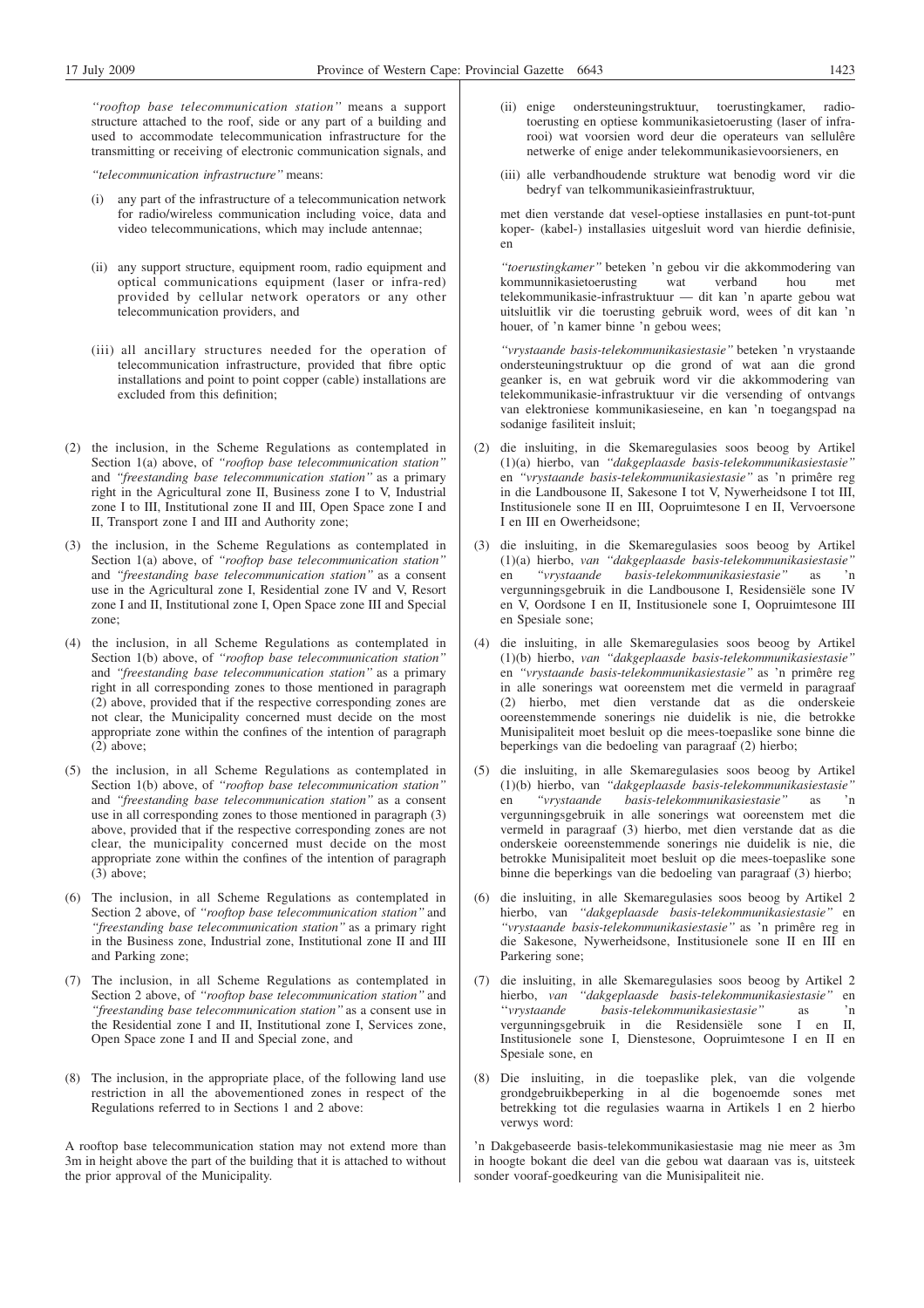*"rooftop base telecommunication station"* means a support structure attached to the roof, side or any part of a building and used to accommodate telecommunication infrastructure for the transmitting or receiving of electronic communication signals, and

*"telecommunication infrastructure"* means:

(i) any part of the infrastructure of a telecommunication network for radio/wireless communication including voice, data and video telecommunications, which may include antennae;

(ii) any support structure, equipment room, radio equipment and optical communications equipment (laser or infra-red) provided by cellular network operators or any other telecommunication providers, and

(iii) all ancillary structures needed for the operation of telecommunication infrastructure, provided that fibre optic installations and point to point copper (cable) installations are excluded from this definition;

(2) the inclusion, in the Scheme Regulations as contemplated in Section 1(a) above, of *"rooftop base telecommunication station"* and *"freestanding base telecommunication station"* as a primary right in the Agricultural zone II, Business zone I to V, Industrial zone I to III, Institutional zone II and III, Open Space zone I and II, Transport zone I and III and Authority zone;

(3) the inclusion, in the Scheme Regulations as contemplated in Section 1(a) above, of *"rooftop base telecommunication station"* and *"freestanding base telecommunication station"* as a consent use in the Agricultural zone I, Residential zone IV and V, Resort zone I and II, Institutional zone I, Open Space zone III and Special zone;

(4) the inclusion, in all Scheme Regulations as contemplated in Section 1(b) above, of *"rooftop base telecommunication station"* and *"freestanding base telecommunication station"* as a primary right in all corresponding zones to those mentioned in paragraph (2) above, provided that if the respective corresponding zones are not clear, the Municipality concerned must decide on the most appropriate zone within the confines of the intention of paragraph (2) above;

(5) the inclusion, in all Scheme Regulations as contemplated in Section 1(b) above, of *"rooftop base telecommunication station"* and *"freestanding base telecommunication station"* as a consent use in all corresponding zones to those mentioned in paragraph (3) above, provided that if the respective corresponding zones are not clear, the municipality concerned must decide on the most appropriate zone within the confines of the intention of paragraph (3) above;

(6) The inclusion, in all Scheme Regulations as contemplated in Section 2 above, of *"rooftop base telecommunication station"* and *"freestanding base telecommunication station"* as a primary right in the Business zone, Industrial zone, Institutional zone II and III and Parking zone;

(7) The inclusion, in all Scheme Regulations as contemplated in Section 2 above, of *"rooftop base telecommunication station"* and *"freestanding base telecommunication station"* as a consent use in the Residential zone I and II, Institutional zone I, Services zone, Open Space zone I and II and Special zone, and

(8) The inclusion, in the appropriate place, of the following land use restriction in all the abovementioned zones in respect of the Regulations referred to in Sections 1 and 2 above:

A rooftop base telecommunication station may not extend more than 3m in height above the part of the building that it is attached to without the prior approval of the Municipality.

(ii) enige ondersteuningstruktuur, toerustingkamer, radiotoerusting en optiese kommunikasietoerusting (laser of infrarooi) wat voorsien word deur die operateurs van sellulêre netwerke of enige ander telekommunikasievoorsieners, en

(iii) alle verbandhoudende strukture wat benodig word vir die bedryf van telkommunikasieinfrastruktuur,

met dien verstande dat vesel-optiese installasies en punt-tot-punt koper- (kabel-) installasies uitgesluit word van hierdie definisie, en

*"toerustingkamer"* beteken 'n gebou vir die akkommodering van kommunikasietoerusting wat verband hou met telekommunikasie-infrastruktuur — dit kan 'n aparte gebou wat uitsluitlik vir die toerusting gebruik word, wees of dit kan 'n houer, of 'n kamer binne 'n gebou wees;

*"vrystaande basis-telekommunikasiestasie"* beteken 'n vrystaande ondersteuningstruktuur op die grond of wat aan die grond geanker is, en wat gebruik word vir die akkommodering van telekommunikasie-infrastruktuur vir die versending of ontvangs van elektroniese kommunikasieseine, en kan 'n toegangspad na sodanige fasiliteit insluit;

(2) die insluiting, in die Skemaregulasies soos beoog by Artikel (1)(a) hierbo, van *"dakgeplaasde basis-telekommunikasiestasie"* en *"vrystaande basis-telekommunikasiestasie"* as 'n primêre reg in die Landbousone II, Sakesone I tot V, Nywerheidsone I tot III, Institusionele sone II en III, Oopruimtesone I en II, Vervoersone I en III en Owerheidsone;

(3) die insluiting, in die Skemaregulasies soos beoog by Artikel (1)(a) hierbo, *van "dakgeplaasde basis-telekommunikasiestasie"* en *"vrystaande basis-telekommunikasiestasie"* as 'n vergunningsgebruik in die Landbousone I, Residensiële sone IV en V, Oordsone I en II, Institusionele sone I, Oopruimtesone III en Spesiale sone;

(4) die insluiting, in alle Skemaregulasies soos beoog by Artikel (1)(b) hierbo, *van "dakgeplaasde basis-telekommunikasiestasie"* en *"vrystaande basis-telekommunikasiestasie"* as 'n primêre reg in alle sonerings wat ooreenstem met die vermeld in paragraaf (2) hierbo, met dien verstande dat as die onderskeie ooreenstemmende sonerings nie duidelik is nie, die betrokke Munisipaliteit moet besluit op die mees-toepaslike sone binne die beperkings van die bedoeling van paragraaf (2) hierbo;

(5) die insluiting, in alle Skemaregulasies soos beoog by Artikel (1)(b) hierbo, van *"dakgeplaasde basis-telekommunikasiestasie"* en *"vrystaande basis-telekommunikasiestasie"* as 'n vergunningsgebruik in alle sonerings wat ooreenstem met die vermeld in paragraaf (3) hierbo, met dien verstande dat as die onderskeie ooreenstemmende sonerings nie duidelik is nie, die betrokke Munisipaliteit moet besluit op die mees-toepaslike sone binne die beperkings van die bedoeling van paragraaf (3) hierbo;

(6) die insluiting, in alle Skemaregulasies soos beoog by Artikel 2 hierbo, van *"dakgeplaasde basis-telekommunikasiestasie"* en *"vrystaande basis-telekommunikasiestasie"* as 'n primêre reg in die Sakesone, Nywerheidsone, Institusionele sone II en III en Parkering sone;

(7) die insluiting, in alle Skemaregulasies soos beoog by Artikel 2 hierbo, *van "dakgeplaasde basis-telekommunikasiestasie"* en *"vrystaande basis-telekommunikasiestasie"* as 'n vergunningsgebruik in die Residensiële sone I en II, Institusionele sone I, Dienstesone, Oopruimtesone I en II en Spesiale sone, en

(8) Die insluiting, in die toepaslike plek, van die volgende grondgebruikbeperking in al die bogenoemde sones met betrekking tot die regulasies waarna in Artikels 1 en 2 hierbo verwys word:

'n Dakgebaseerde basis-telekommunikasiestasie mag nie meer as 3m in hoogte bokant die deel van die gebou wat daaraan vas is, uitsteek sonder vooraf-goedkeuring van die Munisipaliteit nie.